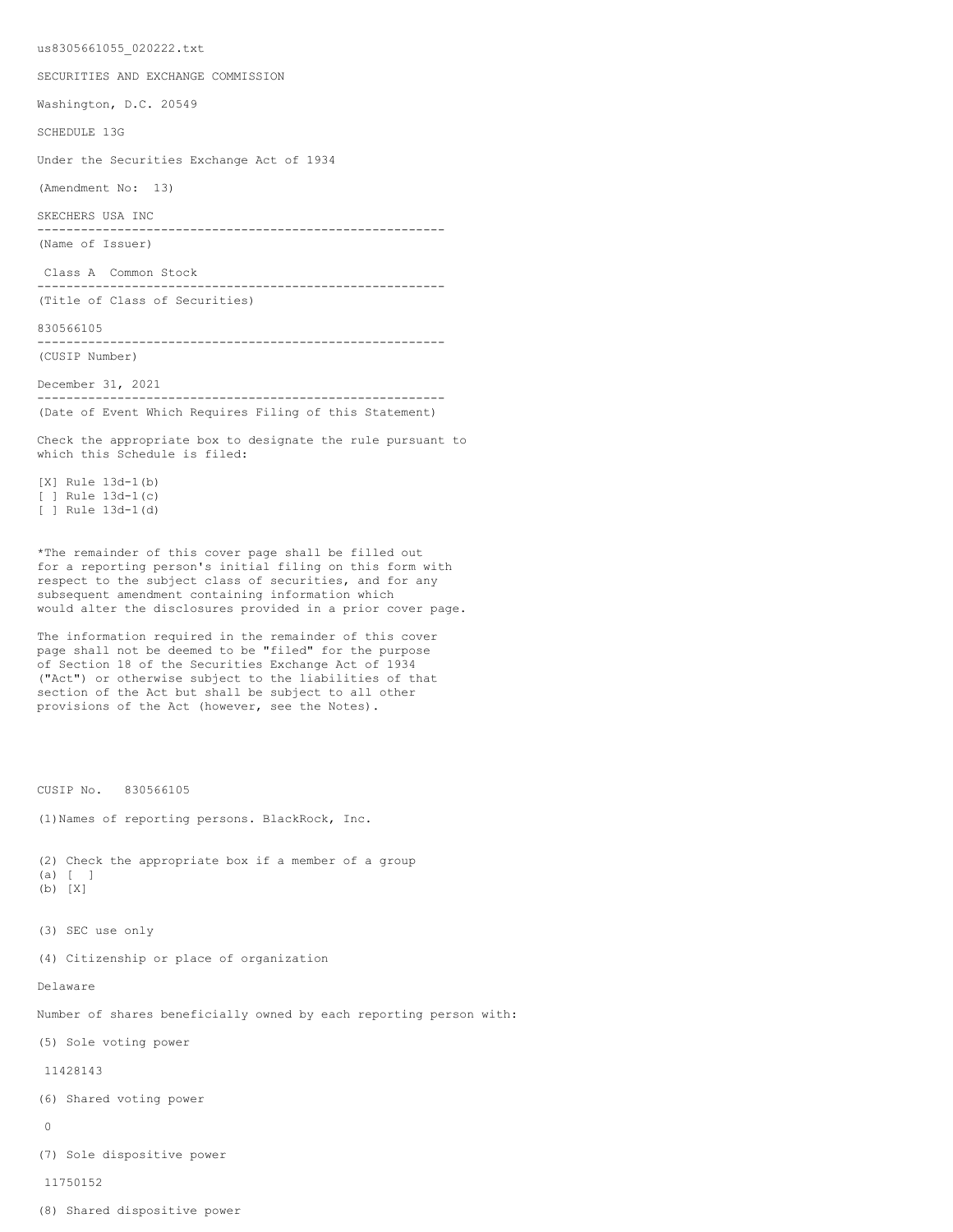us8305661055_020222.txt

SECURITIES AND EXCHANGE COMMISSION

Washington, D.C. 20549

SCHEDULE 13G

Under the Securities Exchange Act of 1934

(Amendment No: 13)

SKECHERS USA INC

(Name of Issuer)

Class A Common Stock

(Title of Class of Securities)

830566105

(CUSIP Number)

December 31, 2021

(Date of Event Which Requires Filing of this Statement)

Check the appropriate box to designate the rule pursuant to which this Schedule is filed:

[X] Rule 13d-1(b)
[ ] Rule 13d-1(c)
[ ] Rule 13d-1(d)

*The remainder of this cover page shall be filled out for a reporting person's initial filing on this form with respect to the subject class of securities, and for any subsequent amendment containing information which would alter the disclosures provided in a prior cover page.

The information required in the remainder of this cover page shall not be deemed to be "filed" for the purpose of Section 18 of the Securities Exchange Act of 1934 ("Act") or otherwise subject to the liabilities of that section of the Act but shall be subject to all other provisions of the Act (however, see the Notes).

CUSIP No. 830566105

(1)Names of reporting persons. BlackRock, Inc.

(2) Check the appropriate box if a member of a group
(a) [ ]
(b) [X]

(3) SEC use only

(4) Citizenship or place of organization

Delaware

Number of shares beneficially owned by each reporting person with:

(5) Sole voting power

11428143

(6) Shared voting power

0

(7) Sole dispositive power

11750152

(8) Shared dispositive power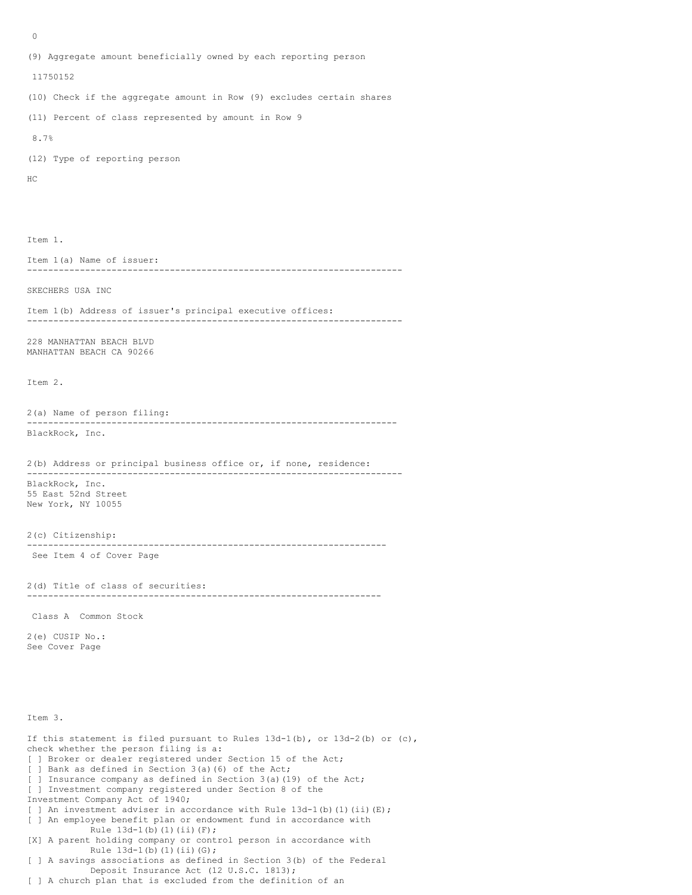0

(9) Aggregate amount beneficially owned by each reporting person

11750152

(10) Check if the aggregate amount in Row (9) excludes certain shares

(11) Percent of class represented by amount in Row 9

8.7%

(12) Type of reporting person

HC

Item 1.

Item 1(a) Name of issuer:

---

SKECHERS USA INC

Item 1(b) Address of issuer's principal executive offices:

---

228 MANHATTAN BEACH BLVD
MANHATTAN BEACH CA 90266

Item 2.

2(a) Name of person filing:

---

BlackRock, Inc.

2(b) Address or principal business office or, if none, residence:

---

BlackRock, Inc.
55 East 52nd Street
New York, NY 10055

2(c) Citizenship:

---

See Item 4 of Cover Page

2(d) Title of class of securities:

---

Class A Common Stock

2(e) CUSIP No.:
See Cover Page

Item 3.

If this statement is filed pursuant to Rules 13d-1(b), or 13d-2(b) or (c), check whether the person filing is a:

[ ] Broker or dealer registered under Section 15 of the Act;
[ ] Bank as defined in Section 3(a)(6) of the Act;
[ ] Insurance company as defined in Section 3(a)(19) of the Act;
[ ] Investment company registered under Section 8 of the Investment Company Act of 1940;
[ ] An investment adviser in accordance with Rule 13d-1(b)(1)(ii)(E);
[ ] An employee benefit plan or endowment fund in accordance with Rule 13d-1(b)(1)(ii)(F);
[X] A parent holding company or control person in accordance with Rule 13d-1(b)(1)(ii)(G);
[ ] A savings associations as defined in Section 3(b) of the Federal Deposit Insurance Act (12 U.S.C. 1813);
[ ] A church plan that is excluded from the definition of an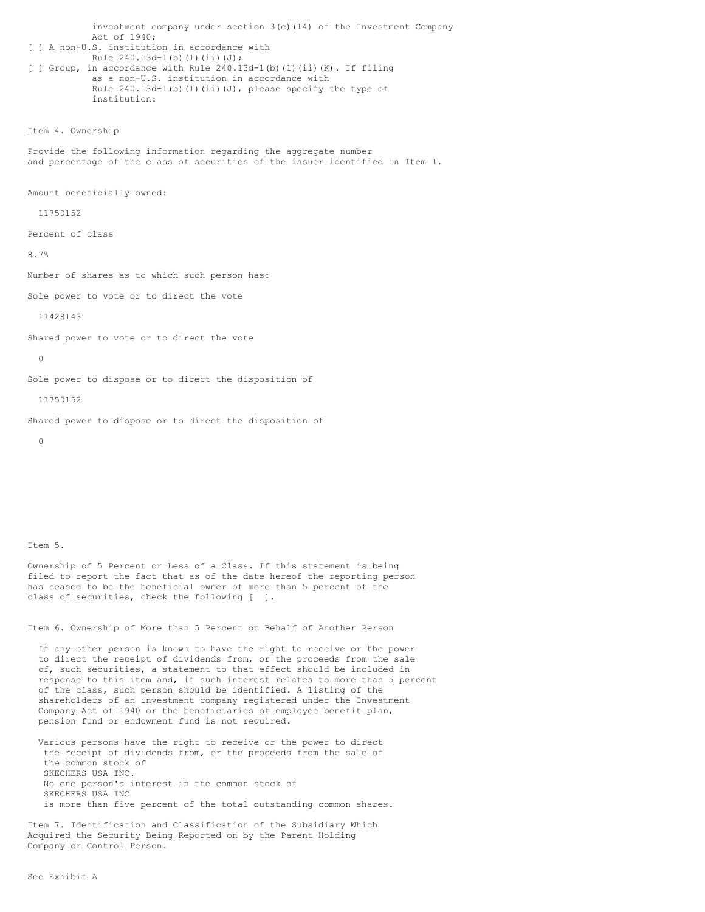investment company under section 3(c)(14) of the Investment Company Act of 1940;

[ ] A non-U.S. institution in accordance with Rule 240.13d-1(b)(1)(ii)(J);

[ ] Group, in accordance with Rule 240.13d-1(b)(1)(ii)(K). If filing as a non-U.S. institution in accordance with Rule 240.13d-1(b)(1)(ii)(J), please specify the type of institution:

Item 4. Ownership

Provide the following information regarding the aggregate number and percentage of the class of securities of the issuer identified in Item 1.

Amount beneficially owned:

11750152

Percent of class

8.7%

Number of shares as to which such person has:

Sole power to vote or to direct the vote

11428143

Shared power to vote or to direct the vote

0

Sole power to dispose or to direct the disposition of

11750152

Shared power to dispose or to direct the disposition of

0

Item 5.

Ownership of 5 Percent or Less of a Class. If this statement is being filed to report the fact that as of the date hereof the reporting person has ceased to be the beneficial owner of more than 5 percent of the class of securities, check the following [ ].

Item 6. Ownership of More than 5 Percent on Behalf of Another Person

If any other person is known to have the right to receive or the power to direct the receipt of dividends from, or the proceeds from the sale of, such securities, a statement to that effect should be included in response to this item and, if such interest relates to more than 5 percent of the class, such person should be identified. A listing of the shareholders of an investment company registered under the Investment Company Act of 1940 or the beneficiaries of employee benefit plan, pension fund or endowment fund is not required.

Various persons have the right to receive or the power to direct the receipt of dividends from, or the proceeds from the sale of the common stock of SKECHERS USA INC. No one person's interest in the common stock of SKECHERS USA INC is more than five percent of the total outstanding common shares.

Item 7. Identification and Classification of the Subsidiary Which Acquired the Security Being Reported on by the Parent Holding Company or Control Person.

See Exhibit A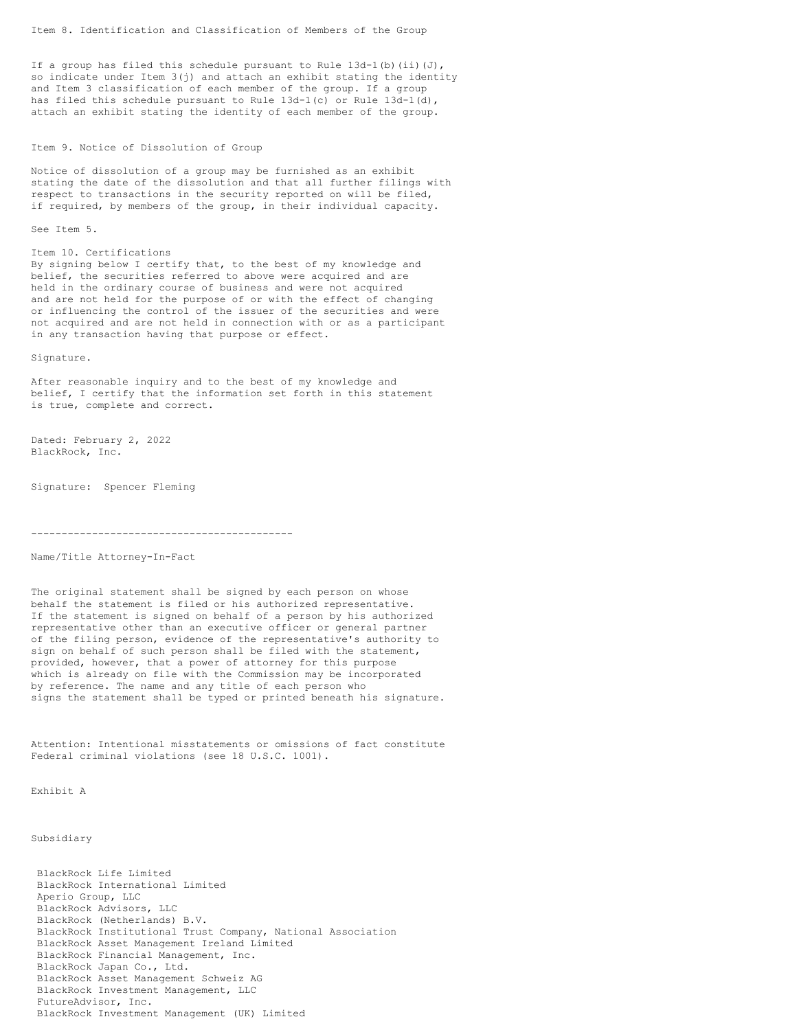Item 8. Identification and Classification of Members of the Group

If a group has filed this schedule pursuant to Rule 13d-1(b)(ii)(J), so indicate under Item 3(j) and attach an exhibit stating the identity and Item 3 classification of each member of the group. If a group has filed this schedule pursuant to Rule 13d-1(c) or Rule 13d-1(d), attach an exhibit stating the identity of each member of the group.

Item 9. Notice of Dissolution of Group

Notice of dissolution of a group may be furnished as an exhibit stating the date of the dissolution and that all further filings with respect to transactions in the security reported on will be filed, if required, by members of the group, in their individual capacity.

See Item 5.

Item 10. Certifications

By signing below I certify that, to the best of my knowledge and belief, the securities referred to above were acquired and are held in the ordinary course of business and were not acquired and are not held for the purpose of or with the effect of changing or influencing the control of the issuer of the securities and were not acquired and are not held in connection with or as a participant in any transaction having that purpose or effect.

Signature.

After reasonable inquiry and to the best of my knowledge and belief, I certify that the information set forth in this statement is true, complete and correct.

Dated: February 2, 2022
BlackRock, Inc.

Signature: Spencer Fleming

-------------------------------------------

Name/Title Attorney-In-Fact

The original statement shall be signed by each person on whose behalf the statement is filed or his authorized representative. If the statement is signed on behalf of a person by his authorized representative other than an executive officer or general partner of the filing person, evidence of the representative's authority to sign on behalf of such person shall be filed with the statement, provided, however, that a power of attorney for this purpose which is already on file with the Commission may be incorporated by reference. The name and any title of each person who signs the statement shall be typed or printed beneath his signature.

Attention: Intentional misstatements or omissions of fact constitute Federal criminal violations (see 18 U.S.C. 1001).

Exhibit A

Subsidiary

BlackRock Life Limited
BlackRock International Limited
Aperio Group, LLC
BlackRock Advisors, LLC
BlackRock (Netherlands) B.V.
BlackRock Institutional Trust Company, National Association
BlackRock Asset Management Ireland Limited
BlackRock Financial Management, Inc.
BlackRock Japan Co., Ltd.
BlackRock Asset Management Schweiz AG
BlackRock Investment Management, LLC
FutureAdvisor, Inc.
BlackRock Investment Management (UK) Limited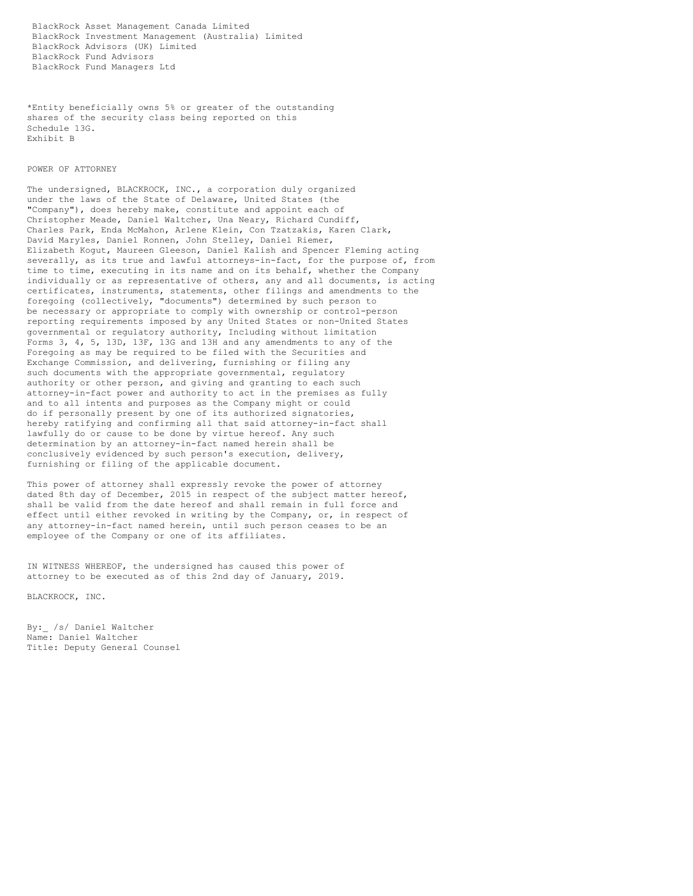BlackRock Asset Management Canada Limited
BlackRock Investment Management (Australia) Limited
BlackRock Advisors (UK) Limited
BlackRock Fund Advisors
BlackRock Fund Managers Ltd

*Entity beneficially owns 5% or greater of the outstanding shares of the security class being reported on this Schedule 13G.

Exhibit B

POWER OF ATTORNEY

The undersigned, BLACKROCK, INC., a corporation duly organized under the laws of the State of Delaware, United States (the "Company"), does hereby make, constitute and appoint each of Christopher Meade, Daniel Waltcher, Una Neary, Richard Cundiff, Charles Park, Enda McMahon, Arlene Klein, Con Tzatzakis, Karen Clark, David Maryles, Daniel Ronnen, John Stelley, Daniel Riemer, Elizabeth Kogut, Maureen Gleeson, Daniel Kalish and Spencer Fleming acting severally, as its true and lawful attorneys-in-fact, for the purpose of, from time to time, executing in its name and on its behalf, whether the Company individually or as representative of others, any and all documents, is acting certificates, instruments, statements, other filings and amendments to the foregoing (collectively, "documents") determined by such person to be necessary or appropriate to comply with ownership or control-person reporting requirements imposed by any United States or non-United States governmental or regulatory authority, Including without limitation Forms 3, 4, 5, 13D, 13F, 13G and 13H and any amendments to any of the Foregoing as may be required to be filed with the Securities and Exchange Commission, and delivering, furnishing or filing any such documents with the appropriate governmental, regulatory authority or other person, and giving and granting to each such attorney-in-fact power and authority to act in the premises as fully and to all intents and purposes as the Company might or could do if personally present by one of its authorized signatories, hereby ratifying and confirming all that said attorney-in-fact shall lawfully do or cause to be done by virtue hereof. Any such determination by an attorney-in-fact named herein shall be conclusively evidenced by such person's execution, delivery, furnishing or filing of the applicable document.

This power of attorney shall expressly revoke the power of attorney dated 8th day of December, 2015 in respect of the subject matter hereof, shall be valid from the date hereof and shall remain in full force and effect until either revoked in writing by the Company, or, in respect of any attorney-in-fact named herein, until such person ceases to be an employee of the Company or one of its affiliates.

IN WITNESS WHEREOF, the undersigned has caused this power of attorney to be executed as of this 2nd day of January, 2019.

BLACKROCK, INC.

By:_ /s/ Daniel Waltcher
Name: Daniel Waltcher
Title: Deputy General Counsel